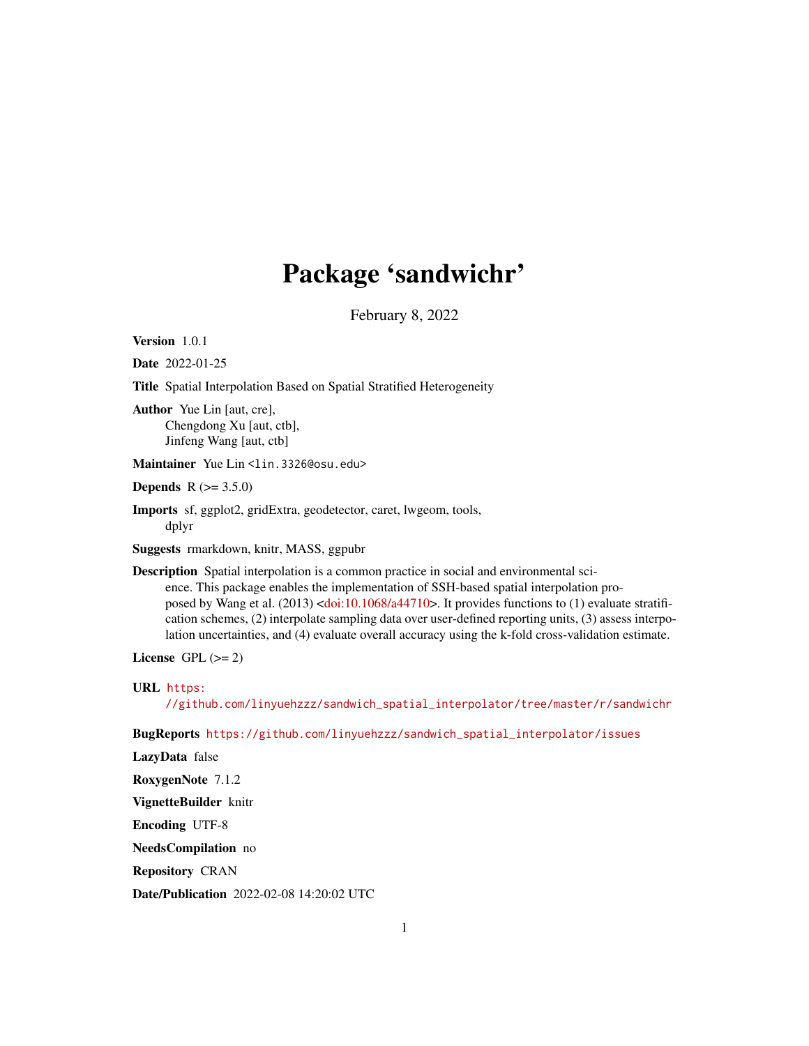# Package 'sandwichr'

February 8, 2022

**Version** 1.0.1

**Date** 2022-01-25

**Title** Spatial Interpolation Based on Spatial Stratified Heterogeneity

**Author** Yue Lin [aut, cre],
Chengdong Xu [aut, ctb],
Jinfeng Wang [aut, ctb]

**Maintainer** Yue Lin <lin.3326@osu.edu>

**Depends** R (>= 3.5.0)

**Imports** sf, ggplot2, gridExtra, geodetector, caret, lwgeom, tools, dplyr

**Suggests** rmarkdown, knitr, MASS, ggpubr

**Description** Spatial interpolation is a common practice in social and environmental science. This package enables the implementation of SSH-based spatial interpolation proposed by Wang et al. (2013) <doi:10.1068/a44710>. It provides functions to (1) evaluate stratification schemes, (2) interpolate sampling data over user-defined reporting units, (3) assess interpolation uncertainties, and (4) evaluate overall accuracy using the k-fold cross-validation estimate.

**License** GPL (>= 2)

**URL** https://github.com/linyuehzzz/sandwich_spatial_interpolator/tree/master/r/sandwichr

**BugReports** https://github.com/linyuehzzz/sandwich_spatial_interpolator/issues

**LazyData** false

**RoxygenNote** 7.1.2

**VignetteBuilder** knitr

**Encoding** UTF-8

**NeedsCompilation** no

**Repository** CRAN

**Date/Publication** 2022-02-08 14:20:02 UTC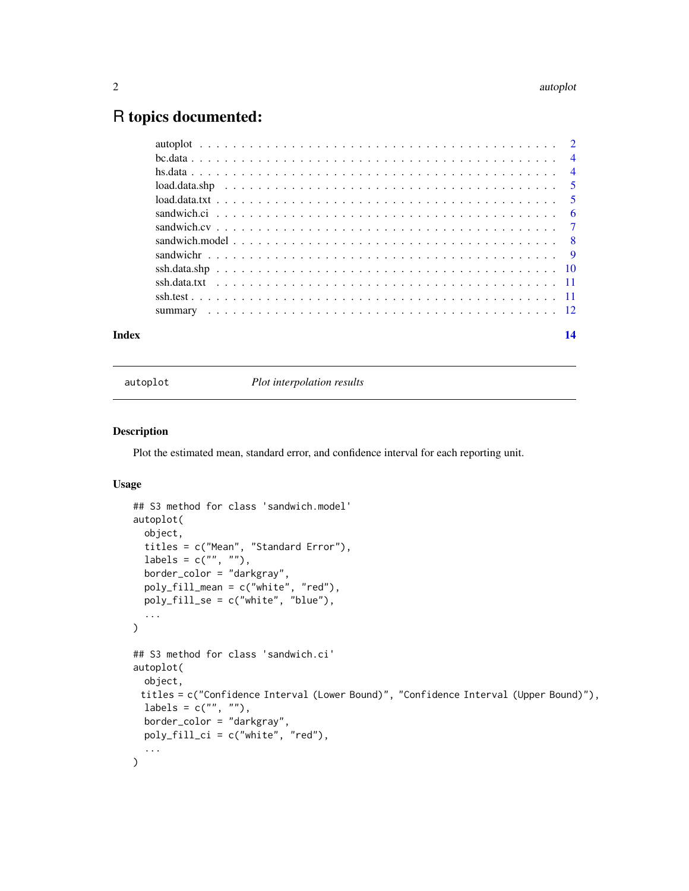# R topics documented:

autoplot . . . . . . . . . . . . . . . . . . . . . . . . . . . . . . . . . . . . . . . . . 2
bc.data . . . . . . . . . . . . . . . . . . . . . . . . . . . . . . . . . . . . . . . . . 4
hs.data . . . . . . . . . . . . . . . . . . . . . . . . . . . . . . . . . . . . . . . . . 4
load.data.shp . . . . . . . . . . . . . . . . . . . . . . . . . . . . . . . . . . . . . . 5
load.data.txt . . . . . . . . . . . . . . . . . . . . . . . . . . . . . . . . . . . . . . 5
sandwich.ci . . . . . . . . . . . . . . . . . . . . . . . . . . . . . . . . . . . . . . . 6
sandwich.cv . . . . . . . . . . . . . . . . . . . . . . . . . . . . . . . . . . . . . . . 7
sandwich.model . . . . . . . . . . . . . . . . . . . . . . . . . . . . . . . . . . . . . 8
sandwichr . . . . . . . . . . . . . . . . . . . . . . . . . . . . . . . . . . . . . . . . 9
ssh.data.shp . . . . . . . . . . . . . . . . . . . . . . . . . . . . . . . . . . . . . . 10
ssh.data.txt . . . . . . . . . . . . . . . . . . . . . . . . . . . . . . . . . . . . . . 11
ssh.test . . . . . . . . . . . . . . . . . . . . . . . . . . . . . . . . . . . . . . . . . 11
summary . . . . . . . . . . . . . . . . . . . . . . . . . . . . . . . . . . . . . . . . 12

**Index** **14**

---

`autoplot` *Plot interpolation results*

---

### Description

Plot the estimated mean, standard error, and confidence interval for each reporting unit.

### Usage

```
## S3 method for class 'sandwich.model'
autoplot(
  object,
  titles = c("Mean", "Standard Error"),
  labels = c("", ""),
  border_color = "darkgray",
  poly_fill_mean = c("white", "red"),
  poly_fill_se = c("white", "blue"),
  ...
)

## S3 method for class 'sandwich.ci'
autoplot(
  object,
 titles = c("Confidence Interval (Lower Bound)", "Confidence Interval (Upper Bound)"),
  labels = c("", ""),
  border_color = "darkgray",
  poly_fill_ci = c("white", "red"),
  ...
)
```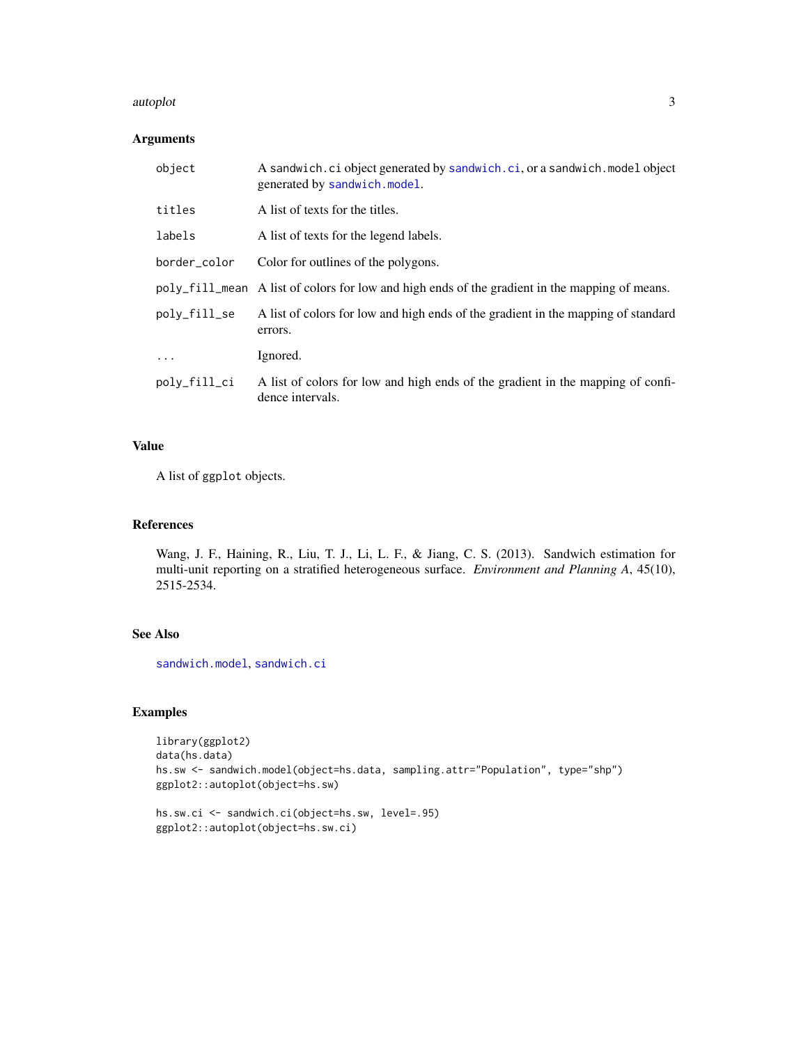## Arguments

| | |
|---|---|
| object | A sandwich.ci object generated by sandwich.ci, or a sandwich.model object generated by sandwich.model. |
| titles | A list of texts for the titles. |
| labels | A list of texts for the legend labels. |
| border_color | Color for outlines of the polygons. |
| poly_fill_mean | A list of colors for low and high ends of the gradient in the mapping of means. |
| poly_fill_se | A list of colors for low and high ends of the gradient in the mapping of standard errors. |
| ... | Ignored. |
| poly_fill_ci | A list of colors for low and high ends of the gradient in the mapping of confidence intervals. |

## Value

A list of ggplot objects.

## References

Wang, J. F., Haining, R., Liu, T. J., Li, L. F., & Jiang, C. S. (2013). Sandwich estimation for multi-unit reporting on a stratified heterogeneous surface. *Environment and Planning A*, 45(10), 2515-2534.

## See Also

sandwich.model, sandwich.ci

## Examples

```
library(ggplot2)
data(hs.data)
hs.sw <- sandwich.model(object=hs.data, sampling.attr="Population", type="shp")
ggplot2::autoplot(object=hs.sw)

hs.sw.ci <- sandwich.ci(object=hs.sw, level=.95)
ggplot2::autoplot(object=hs.sw.ci)
```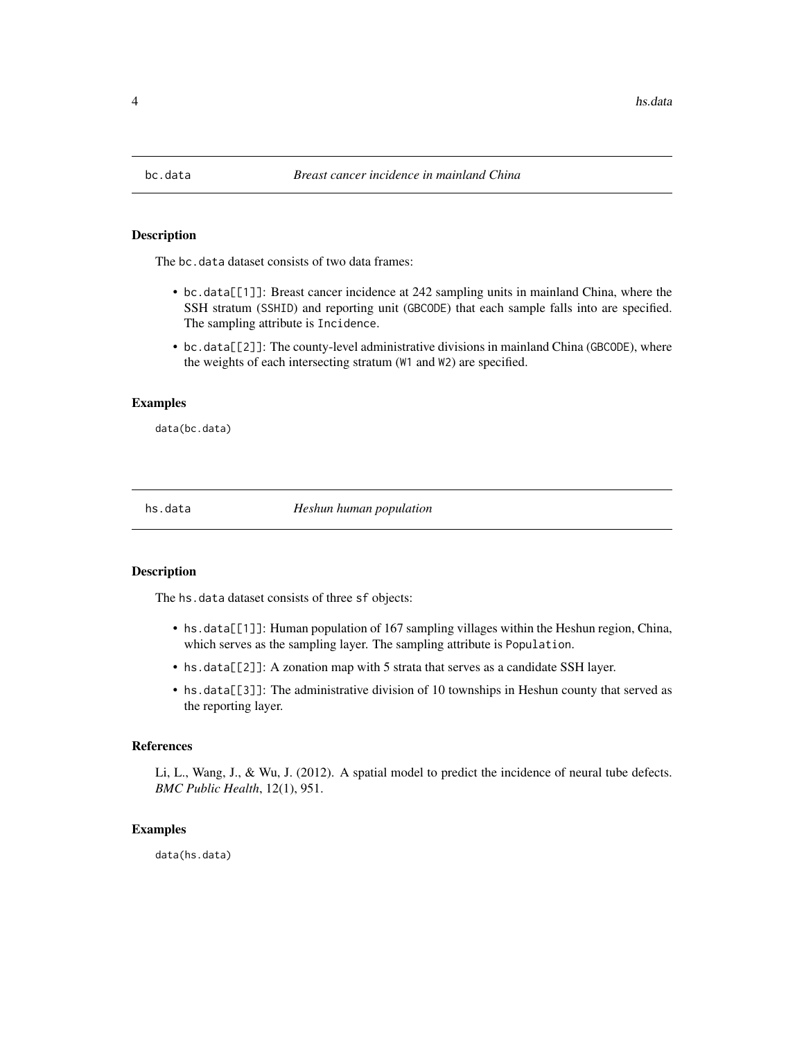## bc.data *Breast cancer incidence in mainland China*

### Description

The `bc.data` dataset consists of two data frames:

- `bc.data[[1]]`: Breast cancer incidence at 242 sampling units in mainland China, where the SSH stratum (`SSHID`) and reporting unit (`GBCODE`) that each sample falls into are specified. The sampling attribute is `Incidence`.
- `bc.data[[2]]`: The county-level administrative divisions in mainland China (`GBCODE`), where the weights of each intersecting stratum (`W1` and `W2`) are specified.

### Examples

```
data(bc.data)
```

## hs.data *Heshun human population*

### Description

The `hs.data` dataset consists of three `sf` objects:

- `hs.data[[1]]`: Human population of 167 sampling villages within the Heshun region, China, which serves as the sampling layer. The sampling attribute is `Population`.
- `hs.data[[2]]`: A zonation map with 5 strata that serves as a candidate SSH layer.
- `hs.data[[3]]`: The administrative division of 10 townships in Heshun county that served as the reporting layer.

### References

Li, L., Wang, J., & Wu, J. (2012). A spatial model to predict the incidence of neural tube defects. *BMC Public Health*, 12(1), 951.

### Examples

```
data(hs.data)
```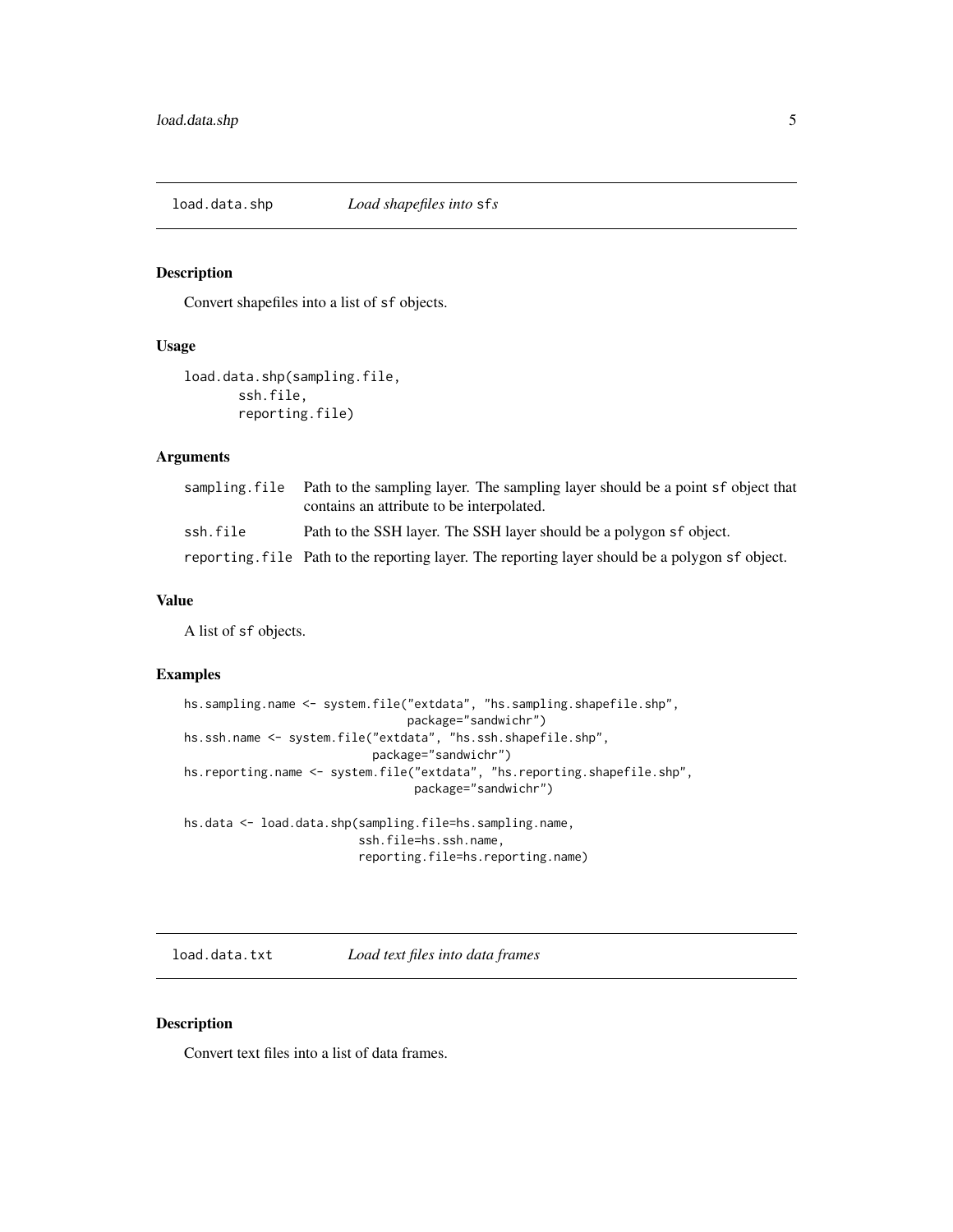## load.data.shp — *Load shapefiles into* `sfs`

### Description

Convert shapefiles into a list of `sf` objects.

### Usage

```
load.data.shp(sampling.file,
       ssh.file,
       reporting.file)
```

### Arguments

| | |
|---|---|
| `sampling.file` | Path to the sampling layer. The sampling layer should be a point `sf` object that contains an attribute to be interpolated. |
| `ssh.file` | Path to the SSH layer. The SSH layer should be a polygon `sf` object. |
| `reporting.file` | Path to the reporting layer. The reporting layer should be a polygon `sf` object. |

### Value

A list of `sf` objects.

### Examples

```
hs.sampling.name <- system.file("extdata", "hs.sampling.shapefile.shp",
                                package="sandwichr")
hs.ssh.name <- system.file("extdata", "hs.ssh.shapefile.shp",
                           package="sandwichr")
hs.reporting.name <- system.file("extdata", "hs.reporting.shapefile.shp",
                                 package="sandwichr")

hs.data <- load.data.shp(sampling.file=hs.sampling.name,
                         ssh.file=hs.ssh.name,
                         reporting.file=hs.reporting.name)
```

## load.data.txt — *Load text files into data frames*

### Description

Convert text files into a list of data frames.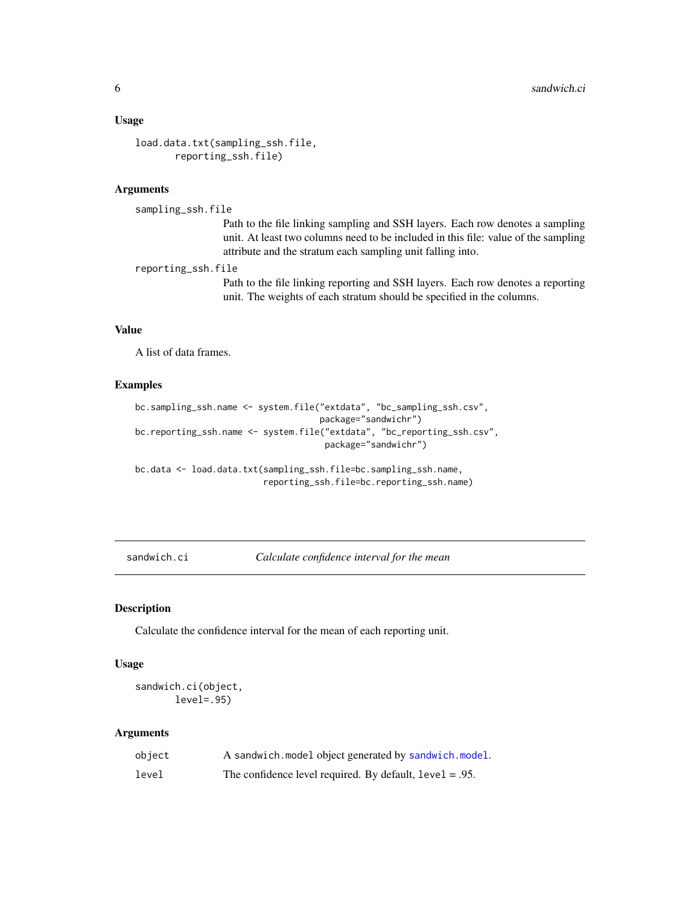### Usage

```
load.data.txt(sampling_ssh.file,
        reporting_ssh.file)
```

### Arguments

`sampling_ssh.file`
: Path to the file linking sampling and SSH layers. Each row denotes a sampling unit. At least two columns need to be included in this file: value of the sampling attribute and the stratum each sampling unit falling into.

`reporting_ssh.file`
: Path to the file linking reporting and SSH layers. Each row denotes a reporting unit. The weights of each stratum should be specified in the columns.

### Value

A list of data frames.

### Examples

```
bc.sampling_ssh.name <- system.file("extdata", "bc_sampling_ssh.csv",
                                    package="sandwichr")
bc.reporting_ssh.name <- system.file("extdata", "bc_reporting_ssh.csv",
                                     package="sandwichr")

bc.data <- load.data.txt(sampling_ssh.file=bc.sampling_ssh.name,
                         reporting_ssh.file=bc.reporting_ssh.name)
```

---

## sandwich.ci — *Calculate confidence interval for the mean*

### Description

Calculate the confidence interval for the mean of each reporting unit.

### Usage

```
sandwich.ci(object,
        level=.95)
```

### Arguments

| | |
|---|---|
| `object` | A `sandwich.model` object generated by `sandwich.model`. |
| `level` | The confidence level required. By default, `level` = .95. |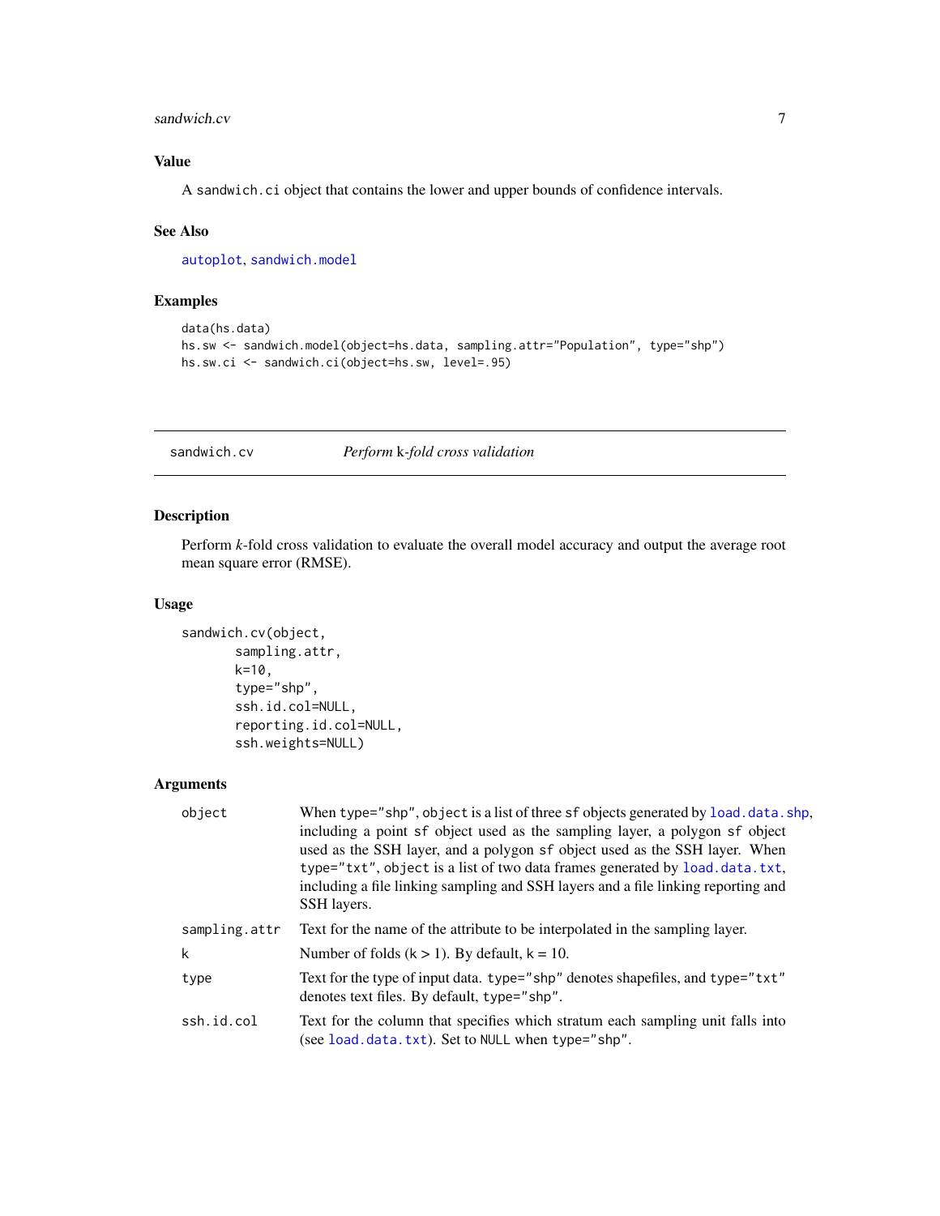### Value

A `sandwich.ci` object that contains the lower and upper bounds of confidence intervals.

### See Also

`autoplot`, `sandwich.model`

### Examples

```
data(hs.data)
hs.sw <- sandwich.model(object=hs.data, sampling.attr="Population", type="shp")
hs.sw.ci <- sandwich.ci(object=hs.sw, level=.95)
```

---

## sandwich.cv — *Perform k-fold cross validation*

### Description

Perform *k*-fold cross validation to evaluate the overall model accuracy and output the average root mean square error (RMSE).

### Usage

```
sandwich.cv(object,
        sampling.attr,
        k=10,
        type="shp",
        ssh.id.col=NULL,
        reporting.id.col=NULL,
        ssh.weights=NULL)
```

### Arguments

| | |
|---|---|
| `object` | When `type="shp"`, `object` is a list of three `sf` objects generated by `load.data.shp`, including a point `sf` object used as the sampling layer, a polygon `sf` object used as the SSH layer, and a polygon `sf` object used as the SSH layer. When `type="txt"`, `object` is a list of two data frames generated by `load.data.txt`, including a file linking sampling and SSH layers and a file linking reporting and SSH layers. |
| `sampling.attr` | Text for the name of the attribute to be interpolated in the sampling layer. |
| `k` | Number of folds (k > 1). By default, k = 10. |
| `type` | Text for the type of input data. `type="shp"` denotes shapefiles, and `type="txt"` denotes text files. By default, `type="shp"`. |
| `ssh.id.col` | Text for the column that specifies which stratum each sampling unit falls into (see `load.data.txt`). Set to `NULL` when `type="shp"`. |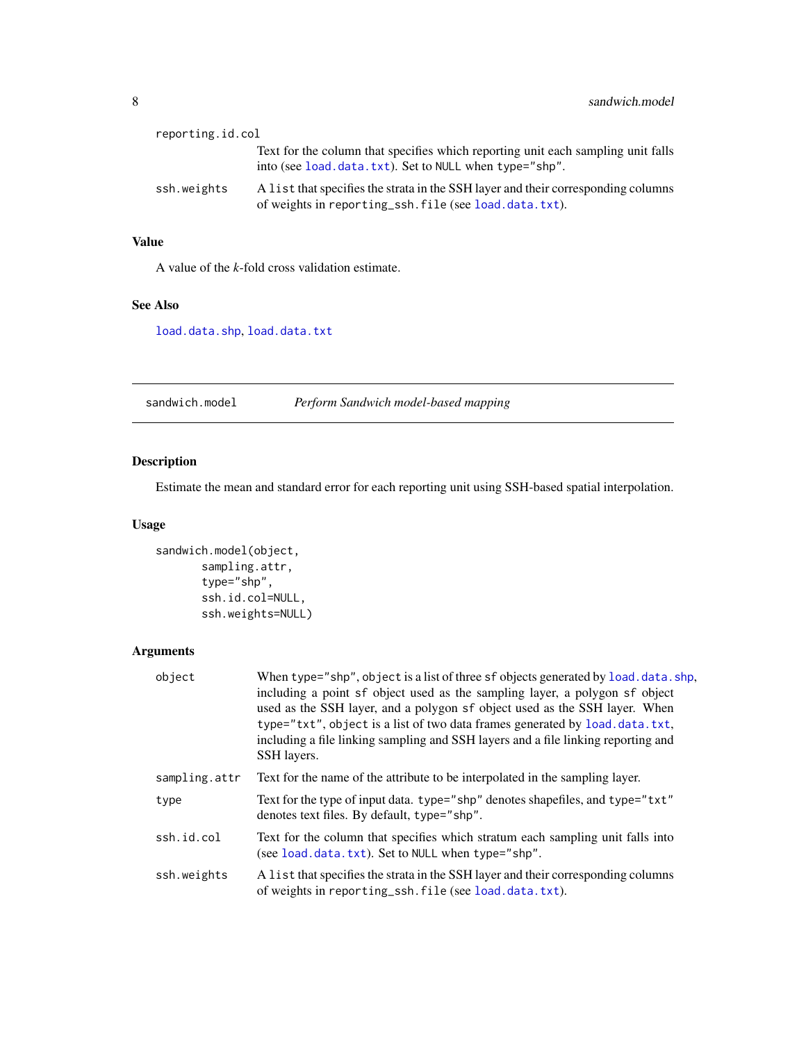reporting.id.col
: Text for the column that specifies which reporting unit each sampling unit falls into (see load.data.txt). Set to NULL when type="shp".

ssh.weights
: A list that specifies the strata in the SSH layer and their corresponding columns of weights in reporting_ssh.file (see load.data.txt).

### Value

A value of the *k*-fold cross validation estimate.

### See Also

load.data.shp, load.data.txt

---

## sandwich.model — *Perform Sandwich model-based mapping*

### Description

Estimate the mean and standard error for each reporting unit using SSH-based spatial interpolation.

### Usage

```
sandwich.model(object,
       sampling.attr,
       type="shp",
       ssh.id.col=NULL,
       ssh.weights=NULL)
```

### Arguments

object
: When type="shp", object is a list of three sf objects generated by load.data.shp, including a point sf object used as the sampling layer, a polygon sf object used as the SSH layer, and a polygon sf object used as the SSH layer. When type="txt", object is a list of two data frames generated by load.data.txt, including a file linking sampling and SSH layers and a file linking reporting and SSH layers.

sampling.attr
: Text for the name of the attribute to be interpolated in the sampling layer.

type
: Text for the type of input data. type="shp" denotes shapefiles, and type="txt" denotes text files. By default, type="shp".

ssh.id.col
: Text for the column that specifies which stratum each sampling unit falls into (see load.data.txt). Set to NULL when type="shp".

ssh.weights
: A list that specifies the strata in the SSH layer and their corresponding columns of weights in reporting_ssh.file (see load.data.txt).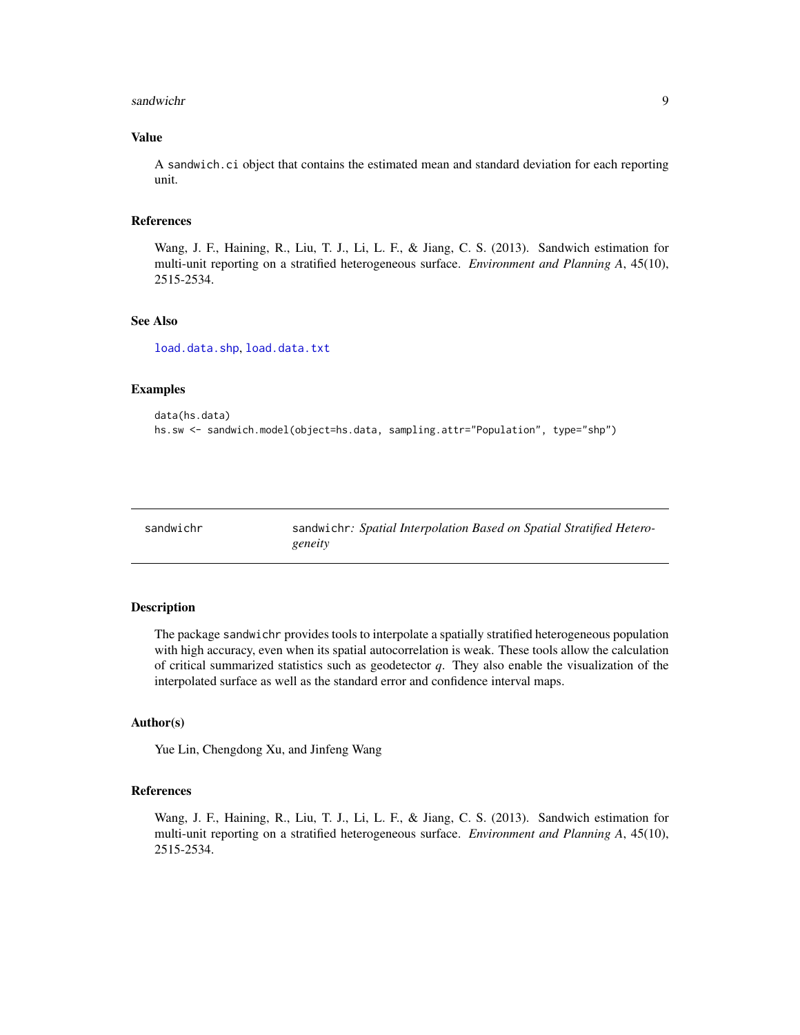### Value

A `sandwich.ci` object that contains the estimated mean and standard deviation for each reporting unit.

### References

Wang, J. F., Haining, R., Liu, T. J., Li, L. F., & Jiang, C. S. (2013). Sandwich estimation for multi-unit reporting on a stratified heterogeneous surface. *Environment and Planning A*, 45(10), 2515-2534.

### See Also

`load.data.shp`, `load.data.txt`

### Examples

```
data(hs.data)
hs.sw <- sandwich.model(object=hs.data, sampling.attr="Population", type="shp")
```

---

## sandwichr — `sandwichr`: *Spatial Interpolation Based on Spatial Stratified Heterogeneity*

### Description

The package `sandwichr` provides tools to interpolate a spatially stratified heterogeneous population with high accuracy, even when its spatial autocorrelation is weak. These tools allow the calculation of critical summarized statistics such as geodetector $q$. They also enable the visualization of the interpolated surface as well as the standard error and confidence interval maps.

### Author(s)

Yue Lin, Chengdong Xu, and Jinfeng Wang

### References

Wang, J. F., Haining, R., Liu, T. J., Li, L. F., & Jiang, C. S. (2013). Sandwich estimation for multi-unit reporting on a stratified heterogeneous surface. *Environment and Planning A*, 45(10), 2515-2534.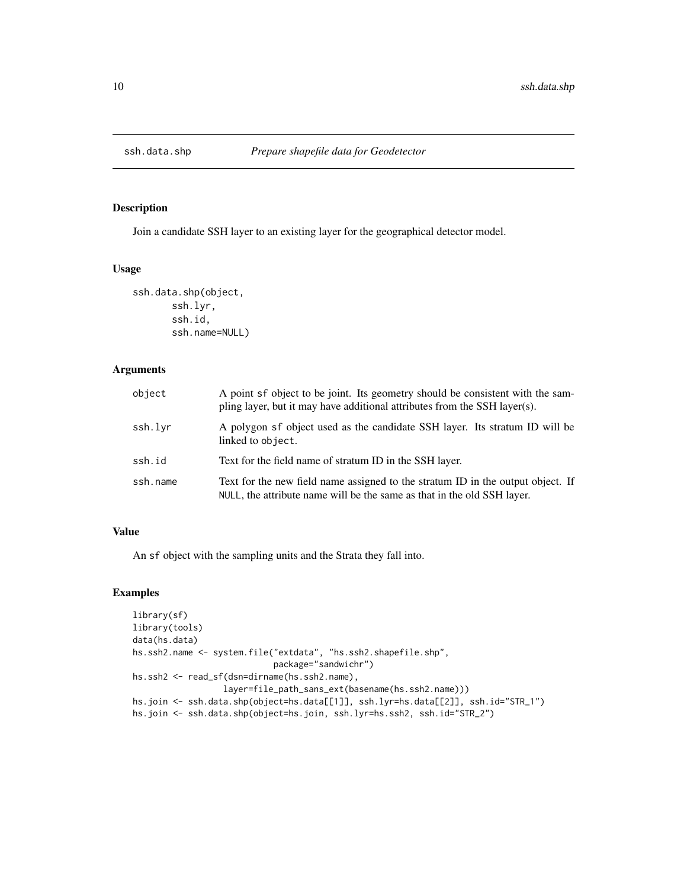# ssh.data.shp — *Prepare shapefile data for Geodetector*

## Description

Join a candidate SSH layer to an existing layer for the geographical detector model.

## Usage

```
ssh.data.shp(object,
       ssh.lyr,
       ssh.id,
       ssh.name=NULL)
```

## Arguments

| | |
|---|---|
| object | A point sf object to be joint. Its geometry should be consistent with the sampling layer, but it may have additional attributes from the SSH layer(s). |
| ssh.lyr | A polygon sf object used as the candidate SSH layer. Its stratum ID will be linked to object. |
| ssh.id | Text for the field name of stratum ID in the SSH layer. |
| ssh.name | Text for the new field name assigned to the stratum ID in the output object. If NULL, the attribute name will be the same as that in the old SSH layer. |

## Value

An sf object with the sampling units and the Strata they fall into.

## Examples

```
library(sf)
library(tools)
data(hs.data)
hs.ssh2.name <- system.file("extdata", "hs.ssh2.shapefile.shp",
                            package="sandwichr")
hs.ssh2 <- read_sf(dsn=dirname(hs.ssh2.name),
                   layer=file_path_sans_ext(basename(hs.ssh2.name)))
hs.join <- ssh.data.shp(object=hs.data[[1]], ssh.lyr=hs.data[[2]], ssh.id="STR_1")
hs.join <- ssh.data.shp(object=hs.join, ssh.lyr=hs.ssh2, ssh.id="STR_2")
```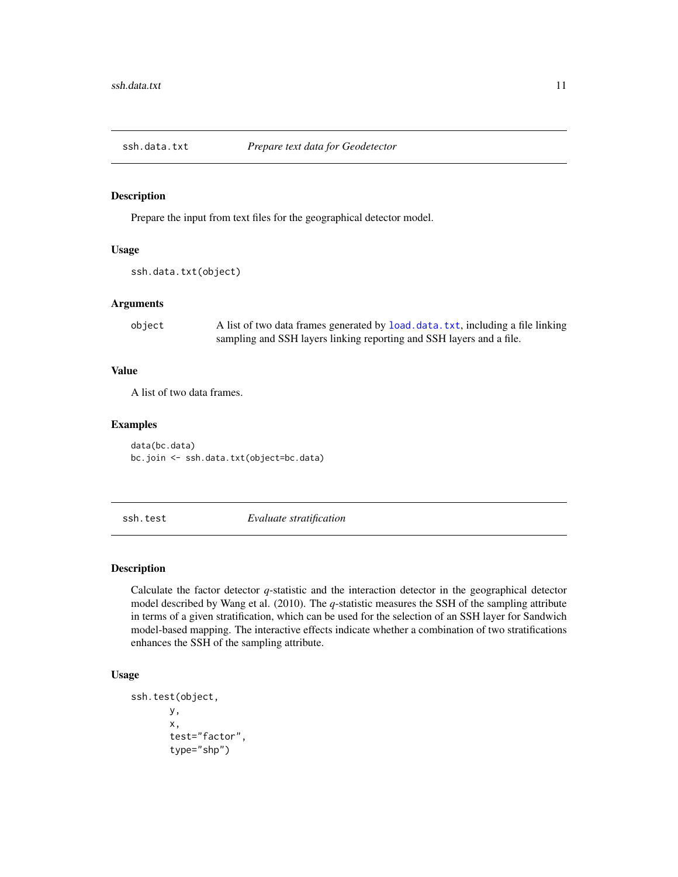## ssh.data.txt — *Prepare text data for Geodetector*

### Description

Prepare the input from text files for the geographical detector model.

### Usage

```
ssh.data.txt(object)
```

### Arguments

| | |
|---|---|
| `object` | A list of two data frames generated by `load.data.txt`, including a file linking sampling and SSH layers linking reporting and SSH layers and a file. |

### Value

A list of two data frames.

### Examples

```
data(bc.data)
bc.join <- ssh.data.txt(object=bc.data)
```

## ssh.test — *Evaluate stratification*

### Description

Calculate the factor detector $q$-statistic and the interaction detector in the geographical detector model described by Wang et al. (2010). The $q$-statistic measures the SSH of the sampling attribute in terms of a given stratification, which can be used for the selection of an SSH layer for Sandwich model-based mapping. The interactive effects indicate whether a combination of two stratifications enhances the SSH of the sampling attribute.

### Usage

```
ssh.test(object,
       y,
       x,
       test="factor",
       type="shp")
```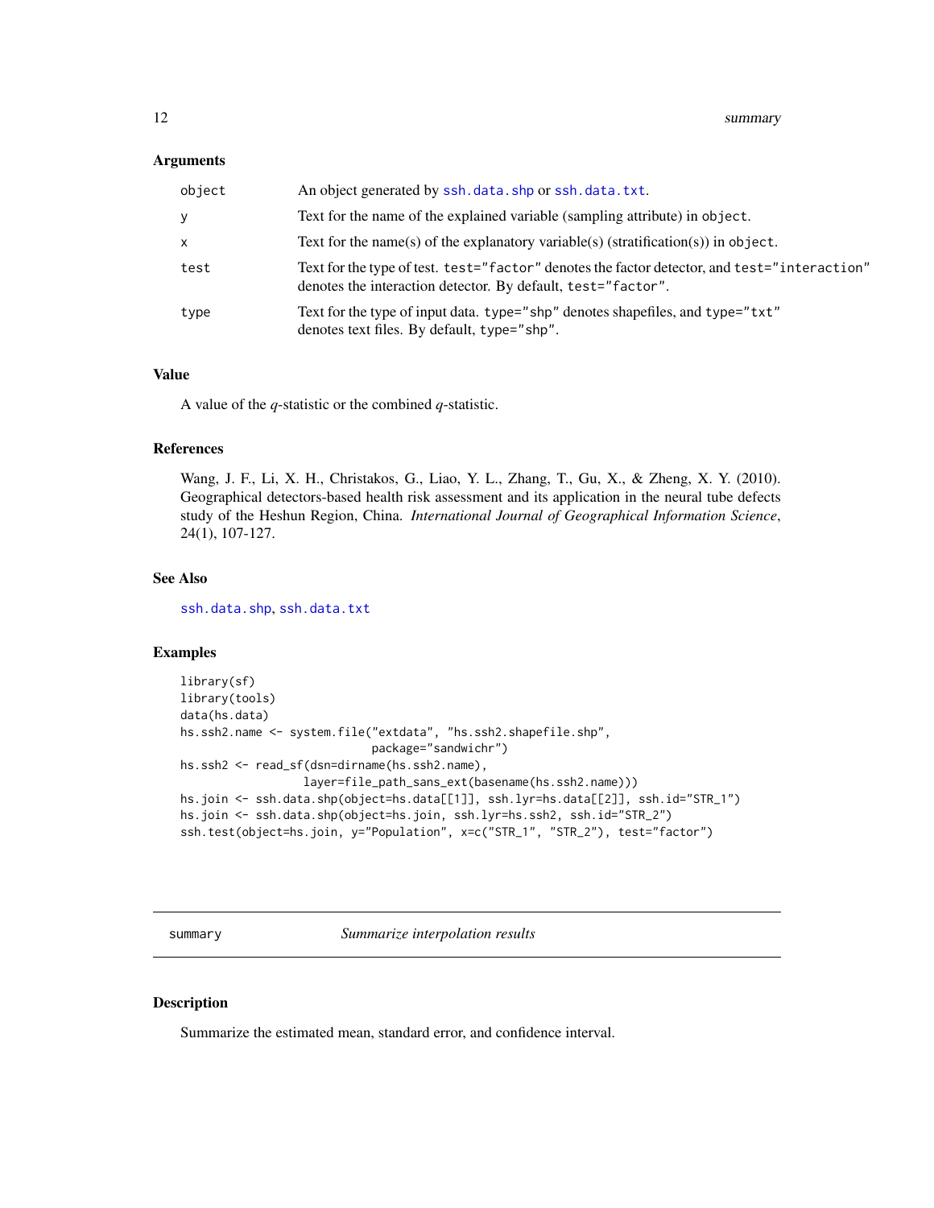### Arguments

| | |
|---|---|
| object | An object generated by ssh.data.shp or ssh.data.txt. |
| y | Text for the name of the explained variable (sampling attribute) in object. |
| x | Text for the name(s) of the explanatory variable(s) (stratification(s)) in object. |
| test | Text for the type of test. test="factor" denotes the factor detector, and test="interaction" denotes the interaction detector. By default, test="factor". |
| type | Text for the type of input data. type="shp" denotes shapefiles, and type="txt" denotes text files. By default, type="shp". |

### Value

A value of the *q*-statistic or the combined *q*-statistic.

### References

Wang, J. F., Li, X. H., Christakos, G., Liao, Y. L., Zhang, T., Gu, X., & Zheng, X. Y. (2010). Geographical detectors-based health risk assessment and its application in the neural tube defects study of the Heshun Region, China. *International Journal of Geographical Information Science*, 24(1), 107-127.

### See Also

ssh.data.shp, ssh.data.txt

### Examples

```
library(sf)
library(tools)
data(hs.data)
hs.ssh2.name <- system.file("extdata", "hs.ssh2.shapefile.shp",
                            package="sandwichr")
hs.ssh2 <- read_sf(dsn=dirname(hs.ssh2.name),
                   layer=file_path_sans_ext(basename(hs.ssh2.name)))
hs.join <- ssh.data.shp(object=hs.data[[1]], ssh.lyr=hs.data[[2]], ssh.id="STR_1")
hs.join <- ssh.data.shp(object=hs.join, ssh.lyr=hs.ssh2, ssh.id="STR_2")
ssh.test(object=hs.join, y="Population", x=c("STR_1", "STR_2"), test="factor")
```

---

## summary — *Summarize interpolation results*

### Description

Summarize the estimated mean, standard error, and confidence interval.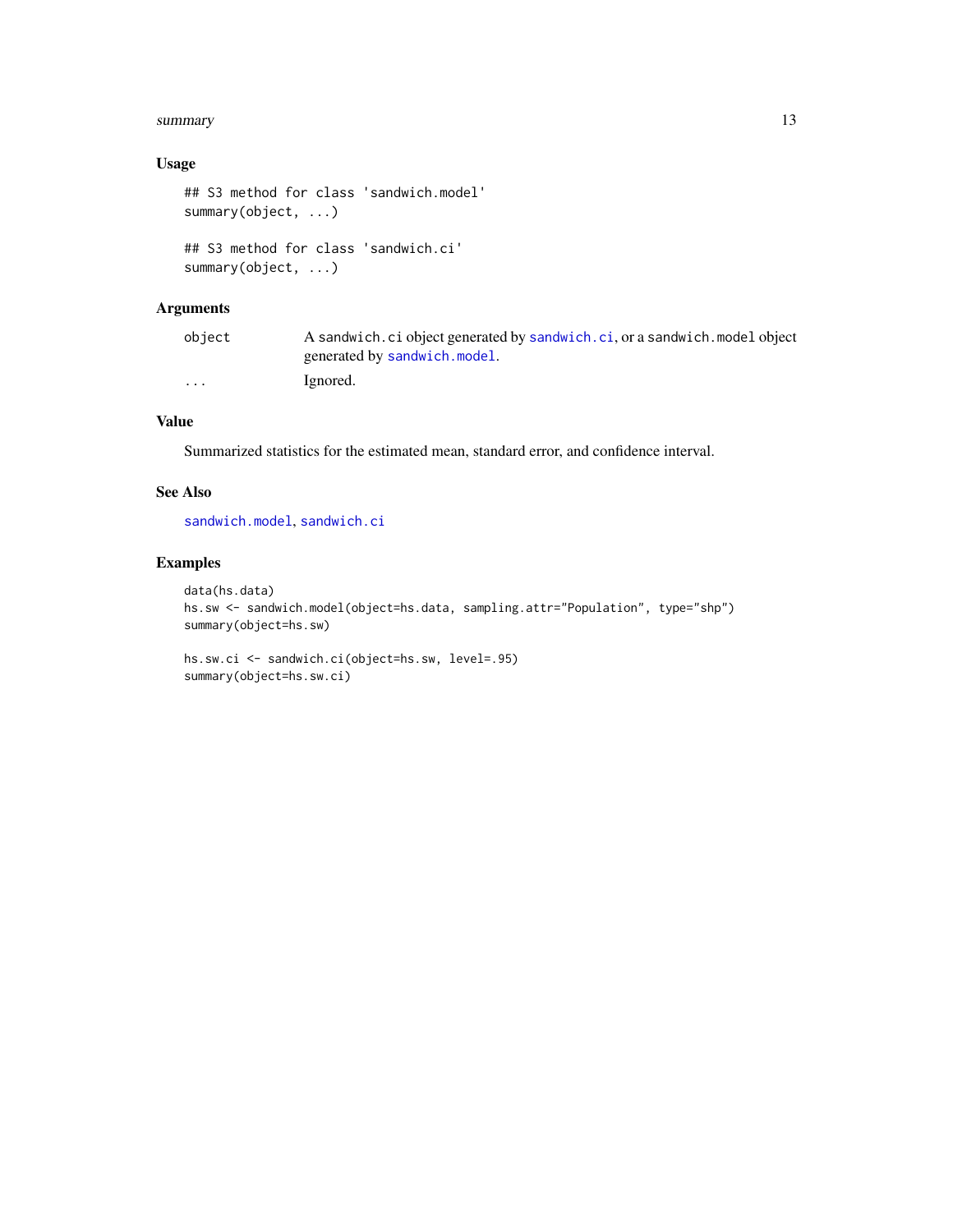### Usage

```
## S3 method for class 'sandwich.model'
summary(object, ...)

## S3 method for class 'sandwich.ci'
summary(object, ...)
```

### Arguments

| | |
|---|---|
| `object` | A `sandwich.ci` object generated by `sandwich.ci`, or a `sandwich.model` object generated by `sandwich.model`. |
| `...` | Ignored. |

### Value

Summarized statistics for the estimated mean, standard error, and confidence interval.

### See Also

`sandwich.model`, `sandwich.ci`

### Examples

```
data(hs.data)
hs.sw <- sandwich.model(object=hs.data, sampling.attr="Population", type="shp")
summary(object=hs.sw)

hs.sw.ci <- sandwich.ci(object=hs.sw, level=.95)
summary(object=hs.sw.ci)
```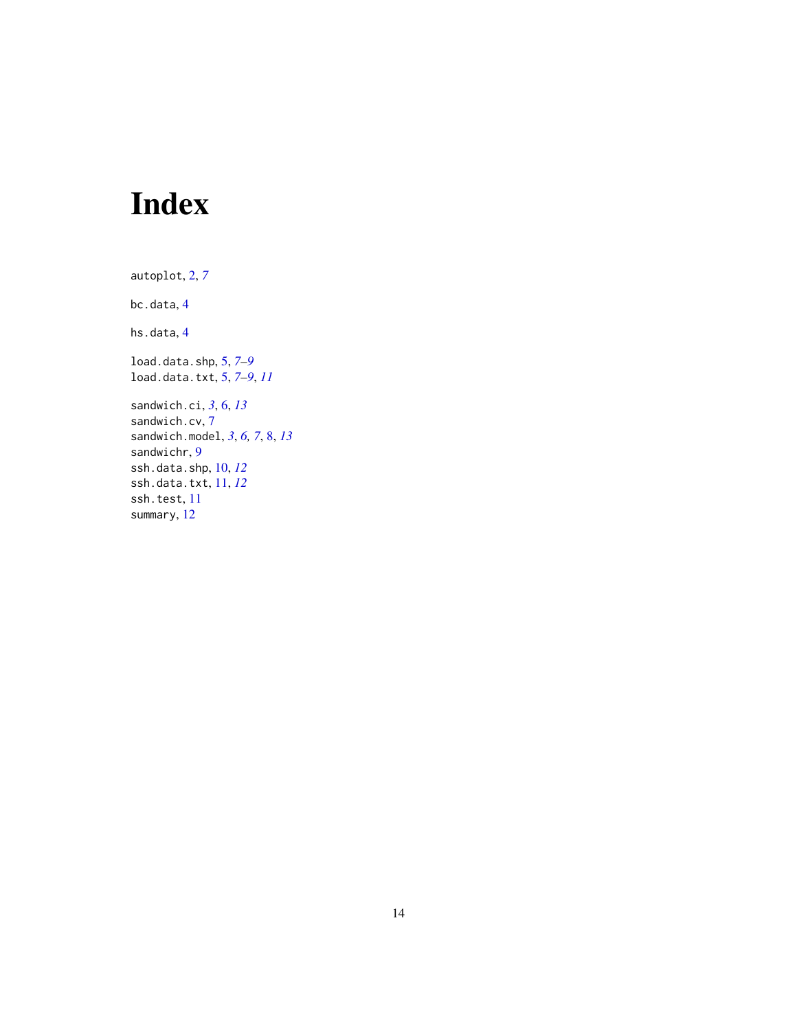# Index

autoplot, 2, *7*

bc.data, 4

hs.data, 4

load.data.shp, 5, *7–9*
load.data.txt, 5, *7–9*, *11*

sandwich.ci, *3*, 6, *13*
sandwich.cv, 7
sandwich.model, *3*, *6*, *7*, 8, *13*
sandwichr, 9
ssh.data.shp, 10, *12*
ssh.data.txt, 11, *12*
ssh.test, 11
summary, 12